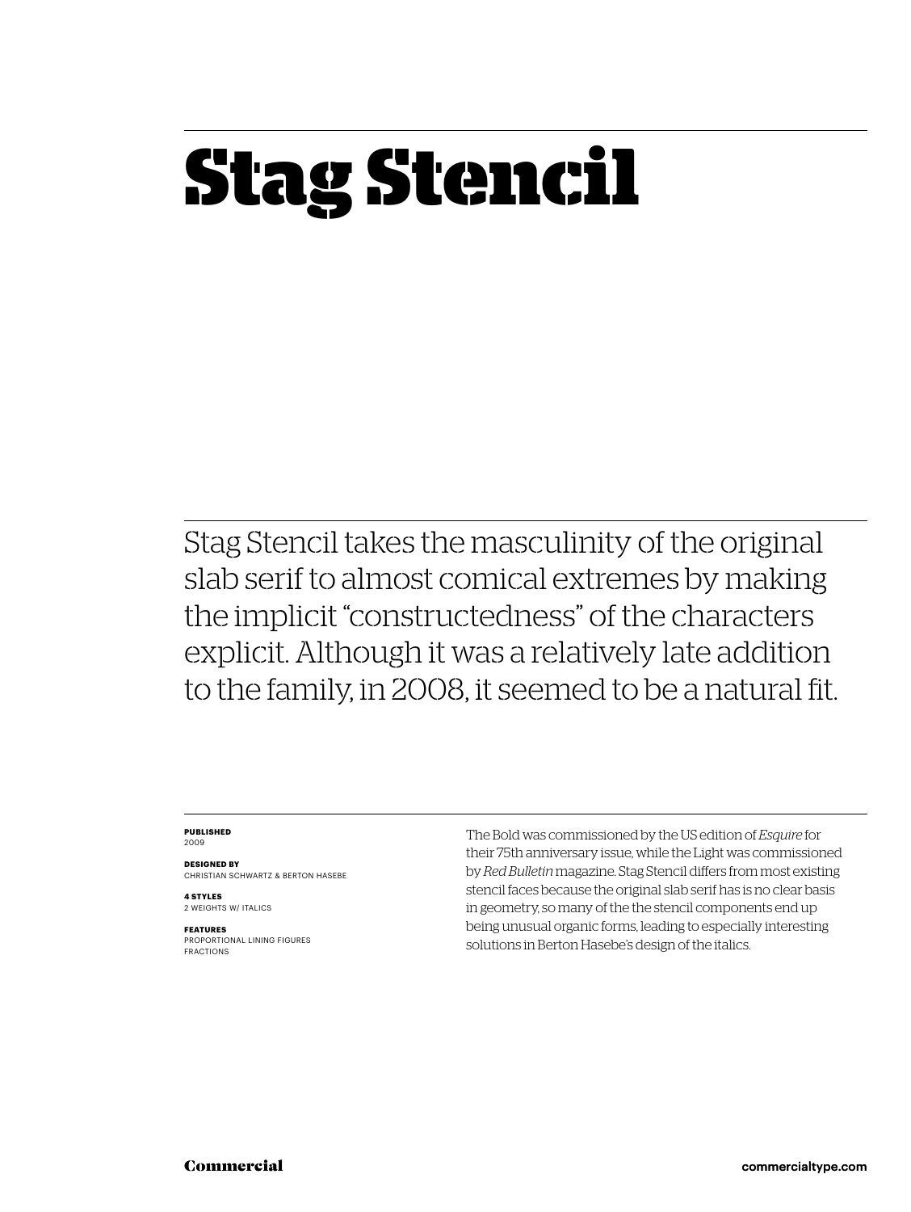# Stag Stencil

Stag Stencil takes the masculinity of the original slab serif to almost comical extremes by making the implicit “constructedness” of the characters explicit. Although it was a relatively late addition to the family, in 2008, it seemed to be a natural fit.

**PUBLISHED**
2009

**DESIGNED BY**
CHRISTIAN SCHWARTZ & BERTON HASEBE

**4 STYLES**
2 WEIGHTS W/ ITALICS

**FEATURES**
PROPORTIONAL LINING FIGURES
FRACTIONS

The Bold was commissioned by the US edition of *Esquire* for their 75th anniversary issue, while the Light was commissioned by *Red Bulletin* magazine. Stag Stencil differs from most existing stencil faces because the original slab serif has is no clear basis in geometry, so many of the the stencil components end up being unusual organic forms, leading to especially interesting solutions in Berton Hasebe’s design of the italics.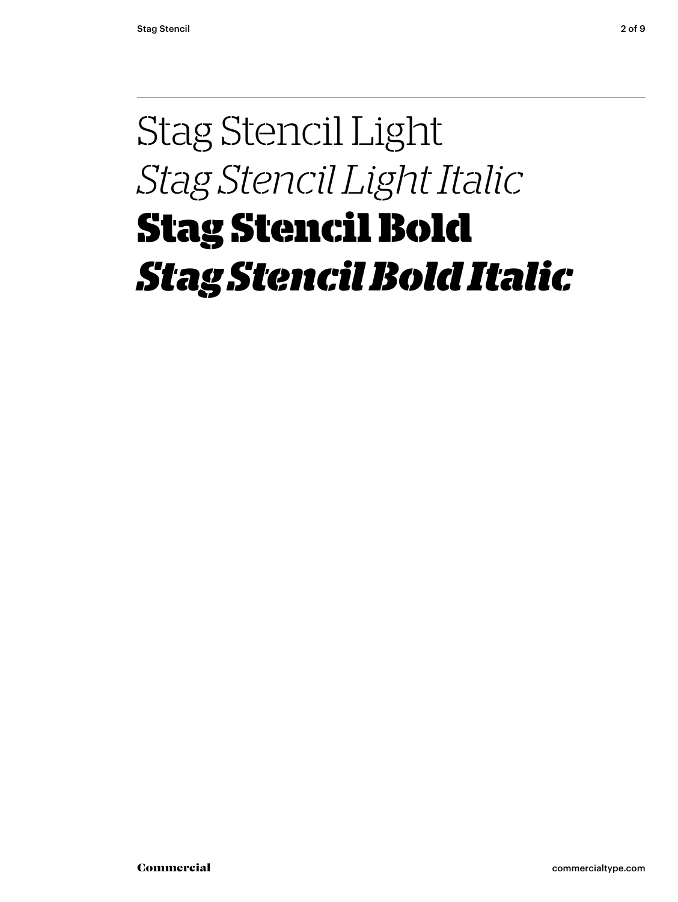Stag Stencil Light

*Stag Stencil Light Italic*

**Stag Stencil Bold**

***Stag Stencil Bold Italic***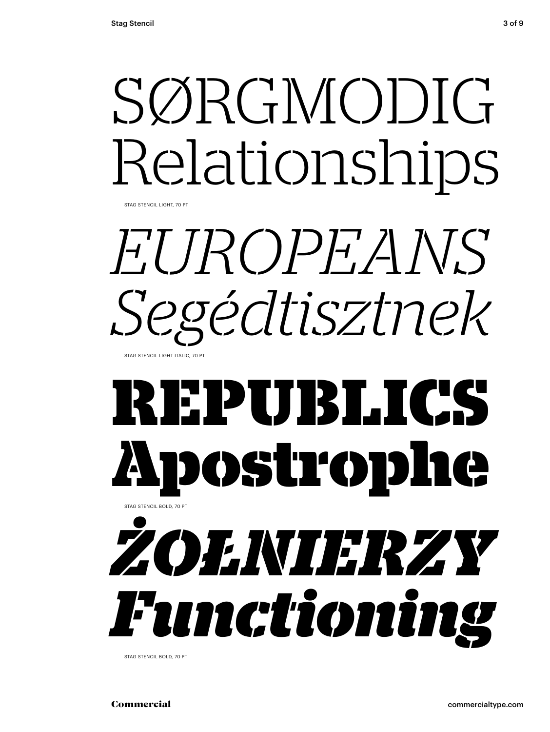SØRGMODIG
Relationships

STAG STENCIL LIGHT, 70 PT

*EUROPEANS*
*Segédtisztnek*

STAG STENCIL LIGHT ITALIC, 70 PT

**REPUBLICS**
**Apostrophe**

STAG STENCIL BOLD, 70 PT

***ŻOŁNIERZY***
***Functioning***

STAG STENCIL BOLD, 70 PT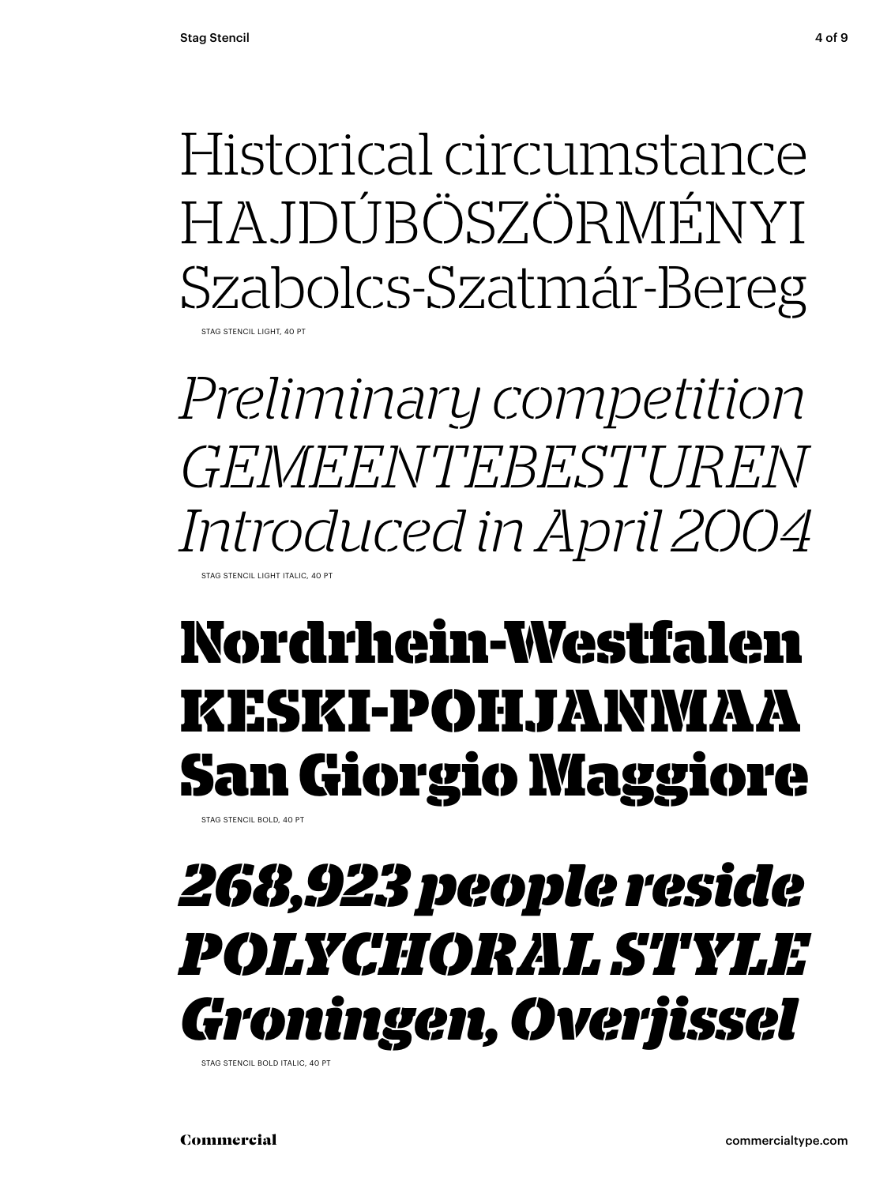Historical circumstance
HAJDÚBÖSZÖRMÉNYI
Szabolcs-Szatmár-Bereg

STAG STENCIL LIGHT, 40 PT

*Preliminary competition*
*GEMEENTEBESTUREN*
*Introduced in April 2004*

STAG STENCIL LIGHT ITALIC, 40 PT

**Nordrhein-Westfalen**
**KESKI-POHJANMAA**
**San Giorgio Maggiore**

STAG STENCIL BOLD, 40 PT

***268,923 people reside***
***POLYCHORAL STYLE***
***Groningen, Overjissel***

STAG STENCIL BOLD ITALIC, 40 PT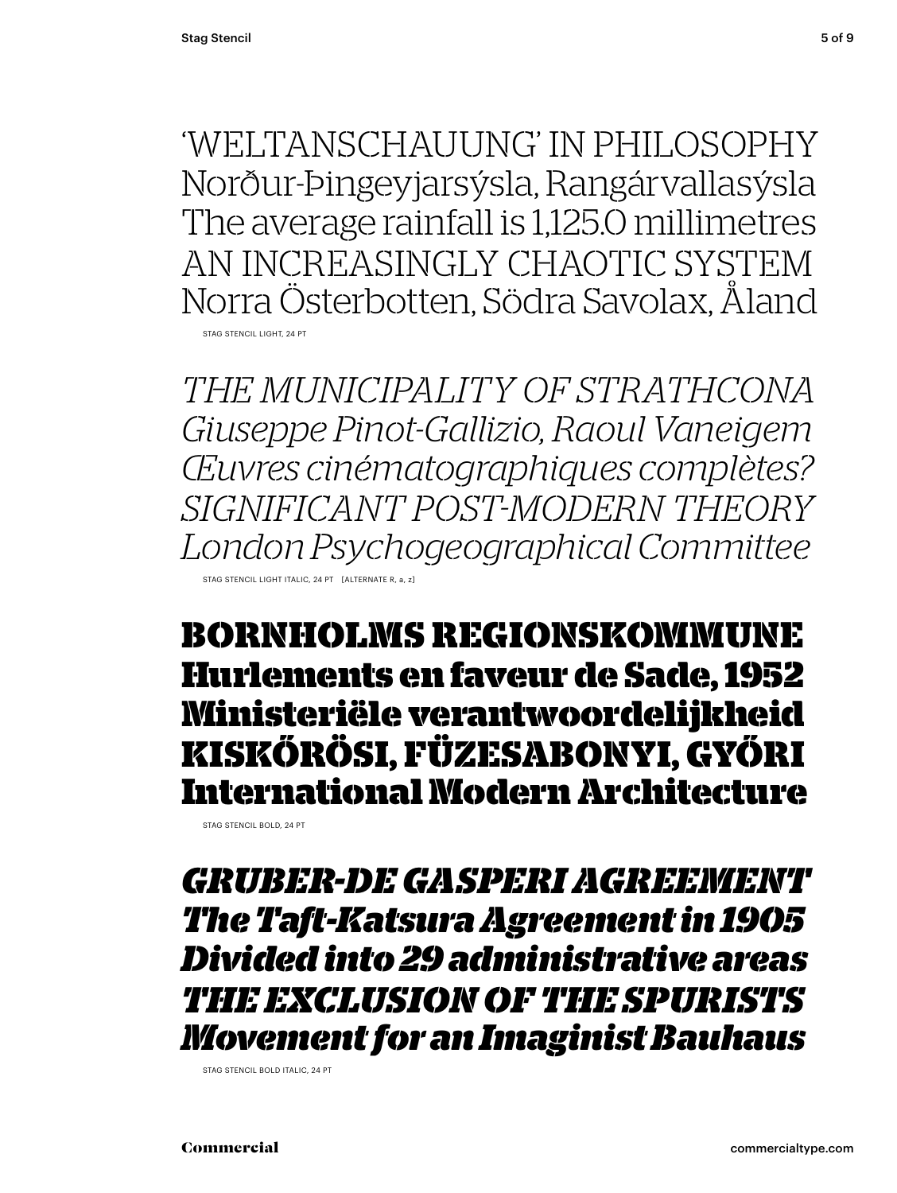‘WELTANSCHAUUNG’ IN PHILOSOPHY
Norður-Þingeyjarsýsla, Rangárvallasýsla
The average rainfall is 1,125.0 millimetres
AN INCREASINGLY CHAOTIC SYSTEM
Norra Österbotten, Södra Savolax, Åland

STAG STENCIL LIGHT, 24 PT

*THE MUNICIPALITY OF STRATHCONA*
*Giuseppe Pinot-Gallizio, Raoul Vaneigem*
*Œuvres cinématographiques complètes?*
*SIGNIFICANT POST-MODERN THEORY*
*London Psychogeographical Committee*

STAG STENCIL LIGHT ITALIC, 24 PT [ALTERNATE R, a, z]

**BORNHOLMS REGIONSKOMMUNE**
**Hurlements en faveur de Sade, 1952**
**Ministeriële verantwoordelijkheid**
**KISKŐRÖSI, FÜZESABONYI, GYŐRI**
**International Modern Architecture**

STAG STENCIL BOLD, 24 PT

***GRUBER-DE GASPERI AGREEMENT***
***The Taft-Katsura Agreement in 1905***
***Divided into 29 administrative areas***
***THE EXCLUSION OF THE SPURISTS***
***Movement for an Imaginist Bauhaus***

STAG STENCIL BOLD ITALIC, 24 PT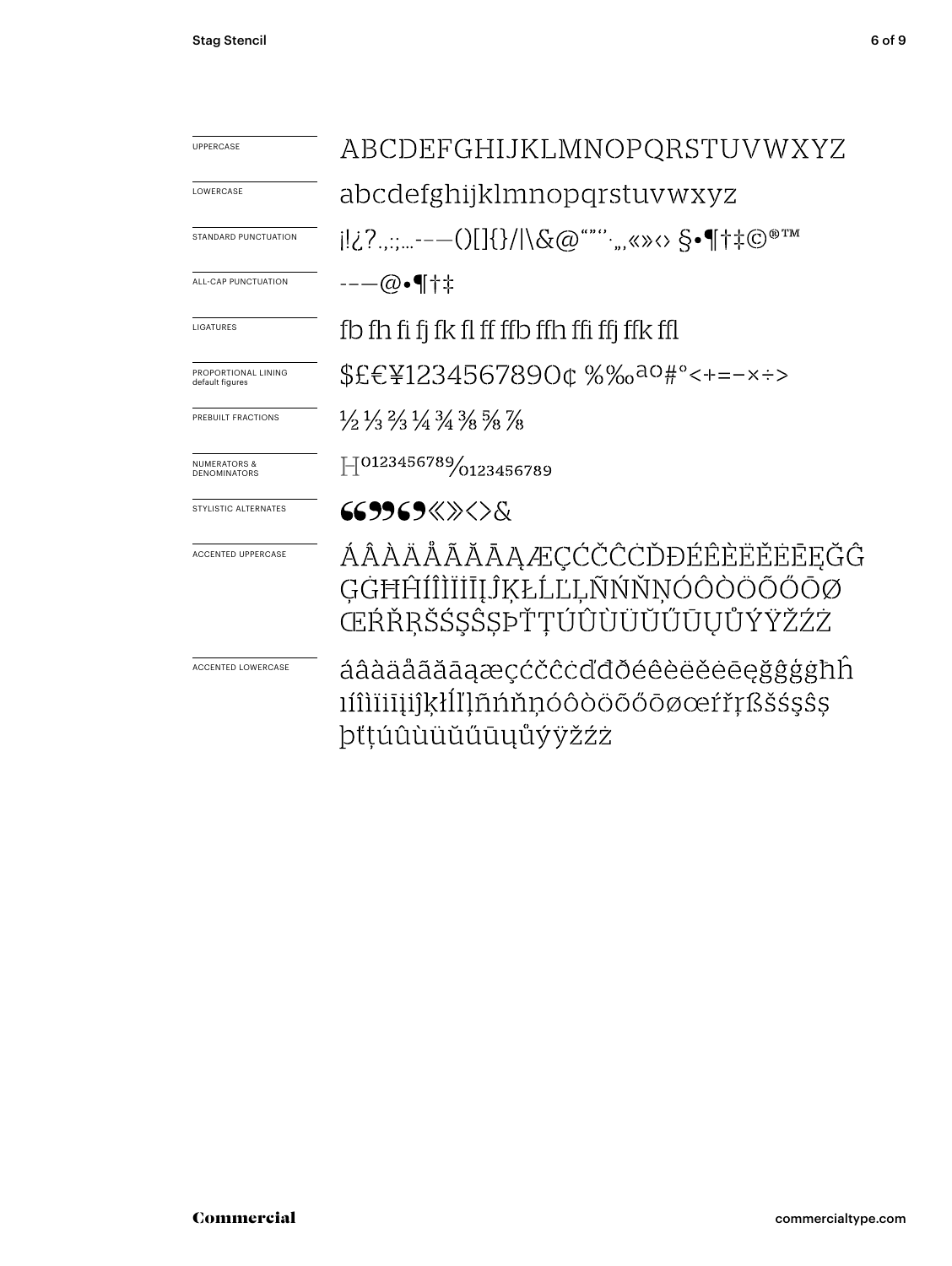| | |
|---|---|
| UPPERCASE | ABCDEFGHIJKLMNOPQRSTUVWXYZ |
| LOWERCASE | abcdefghijklmnopqrstuvwxyz |
| STANDARD PUNCTUATION | ¡!¿?.,:;...-–—()[]{}/\|\&@“”‘’·„‚«»‹› §•¶†‡©®™ |
| ALL-CAP PUNCTUATION | -–—@•¶†‡ |
| LIGATURES | fb fh fi fj fk fl ff ffb ffh ffi ffj ffk ffl |
| PROPORTIONAL LINING default figures | $£€¥1234567890¢ %‰ªº#°<+=−×÷> |
| PREBUILT FRACTIONS | ½ ⅓ ⅔ ¼ ¾ ⅜ ⅝ ⅞ |
| NUMERATORS & DENOMINATORS | H⁰¹²³⁴⁵⁶⁷⁸⁹⁄₀₁₂₃₄₅₆₇₈₉ |
| STYLISTIC ALTERNATES | “”‘’«»‹›& |
| ACCENTED UPPERCASE | ÁÂÀÄÅÃĂĀĄÆÇĆČĈĊĎĐÉÊÈËĚĖĒĘĞĜĢĠĦĤÍÎÌÏİĪĮĴĶŁĹĽĻÑŃŇŅÓÔÒÖÕŐŌØŒŔŘŖŠŚŞŜȘÞŤŢÚÛÙÜŬŰŪŲŮÝŸŽŹŻ |
| ACCENTED LOWERCASE | áâàäåãăāąæçćčĉċďđðéêèëěėēęğĝģġħĥıíîìïiīįĵķłĺľļñńňņóôòöõőōøœŕřŗßšśşŝșþťţúûùüŭűūųůýÿžźż |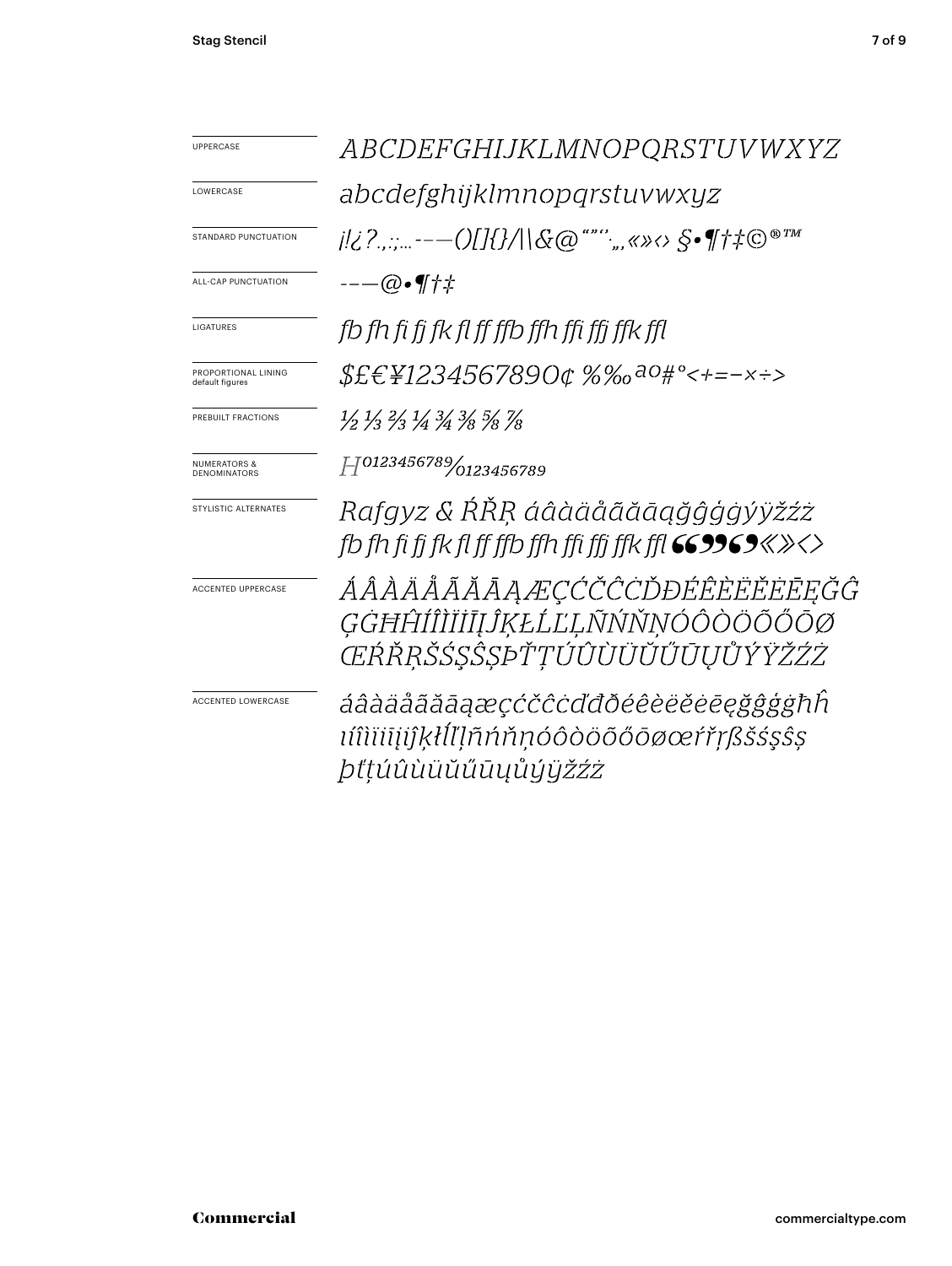| | |
|---|---|
| UPPERCASE | *ABCDEFGHIJKLMNOPQRSTUVWXYZ* |
| LOWERCASE | *abcdefghijklmnopqrstuvwxyz* |
| STANDARD PUNCTUATION | *¡!¿?.,:;…-–—()[]{}/\|\&@“”‘’·„‚«»‹› §•¶†‡©®™* |
| ALL-CAP PUNCTUATION | *-–—@•¶†‡* |
| LIGATURES | *fb fh fi fj fk fl ff ffb ffh ffi ffj ffk ffl* |
| PROPORTIONAL LINING default figures | *$£€¥1234567890¢ %‰ªº#°<+=−×÷>* |
| PREBUILT FRACTIONS | *½ ⅓ ⅔ ¼ ¾ ⅜ ⅝ ⅞* |
| NUMERATORS & DENOMINATORS | *H0123456789/0123456789* |
| STYLISTIC ALTERNATES | *Rafgyz & ŔŘŖ áâàäåãăāąğĝģġýÿžźż fb fh fi fj fk fl ff ffb ffh ffi ffj ffk ffl “”‘’«»‹›* |
| ACCENTED UPPERCASE | *ÁÂÀÄÅÃĂĀĄÆÇĆČĈĊĎĐÉÊÈËĔĖĒĘĞĜĢĠĦĤÍÎÌÏĬİĪĮĴĶŁĹĽĻÑŃŇŅÓÔÒÖÕŐŌØŒŔŘŖŠŚŞŜȘÞŤŢÚÛÙÜŬŰŪŲŮÝŸŽŹŻ* |
| ACCENTED LOWERCASE | *áâàäåãăāąæçćčĉċďđðéêèëĕėēęğĝģġħĥıíîìïĭīįĵķłĺľļñńňņóôòöõőōøœŕřŗßšśşŝșþťţúûùüŭűūųůýÿžźż* |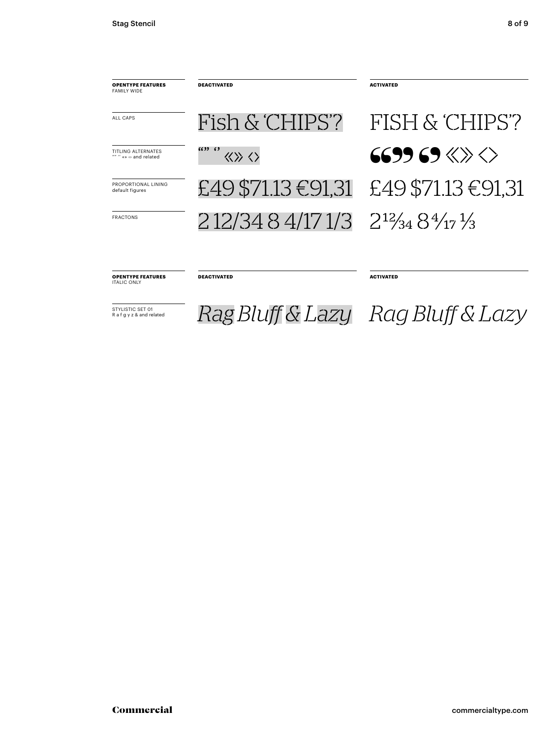| **OPENTYPE FEATURES** FAMILY WIDE | **DEACTIVATED** | **ACTIVATED** |
| --- | --- | --- |
| ALL CAPS | Fish & 'CHIPS'? | FISH & 'CHIPS'? |
| TITLING ALTERNATES “” ‘’ «» ‹› and related | “” ‘’ «» ‹› | “” ‘’ «» ‹› |
| PROPORTIONAL LINING default figures | £49 $71.13 €91,31 | £49 $71.13 €91,31 |
| FRACTONS | 2 12/34 8 4/17 1/3 | 2 12⁄34 8 4⁄17 1⁄3 |

| **OPENTYPE FEATURES** ITALIC ONLY | **DEACTIVATED** | **ACTIVATED** |
| --- | --- | --- |
| STYLISTIC SET 01 R a f g y z & and related | *Rag Bluff & Lazy* | *Rag Bluff & Lazy* |

**Commercial**

commercialtype.com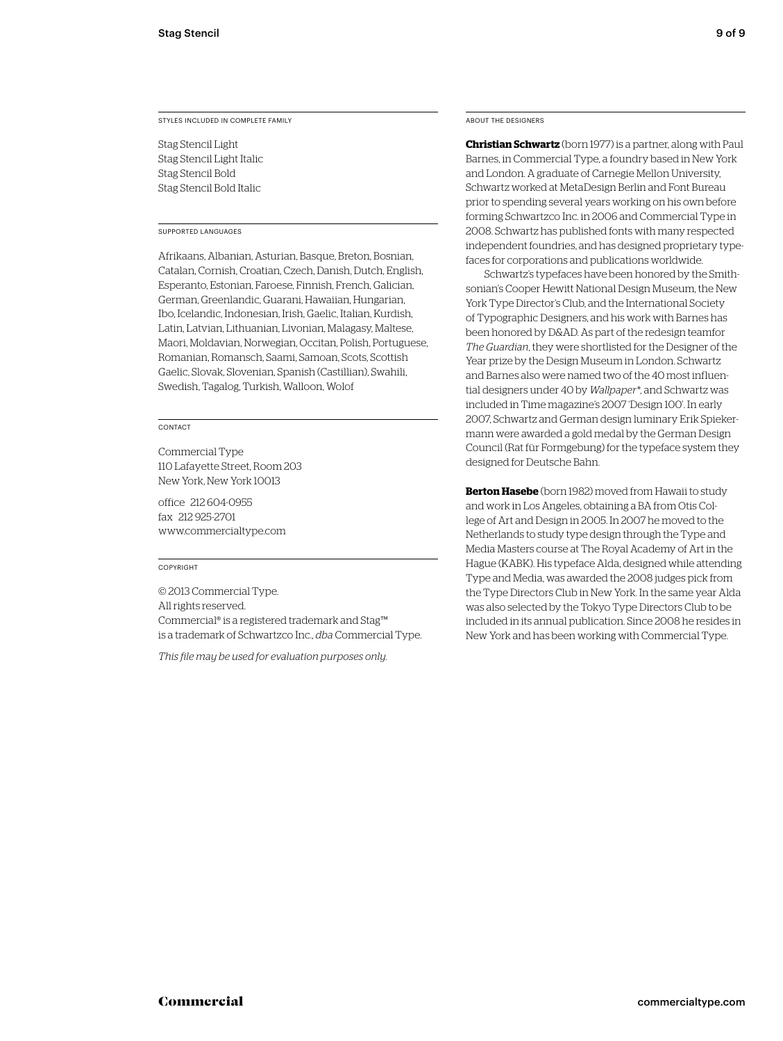## STYLES INCLUDED IN COMPLETE FAMILY

Stag Stencil Light
Stag Stencil Light Italic
Stag Stencil Bold
Stag Stencil Bold Italic

## SUPPORTED LANGUAGES

Afrikaans, Albanian, Asturian, Basque, Breton, Bosnian, Catalan, Cornish, Croatian, Czech, Danish, Dutch, English, Esperanto, Estonian, Faroese, Finnish, French, Galician, German, Greenlandic, Guarani, Hawaiian, Hungarian, Ibo, Icelandic, Indonesian, Irish, Gaelic, Italian, Kurdish, Latin, Latvian, Lithuanian, Livonian, Malagasy, Maltese, Maori, Moldavian, Norwegian, Occitan, Polish, Portuguese, Romanian, Romansch, Saami, Samoan, Scots, Scottish Gaelic, Slovak, Slovenian, Spanish (Castillian), Swahili, Swedish, Tagalog, Turkish, Walloon, Wolof

## CONTACT

Commercial Type
110 Lafayette Street, Room 203
New York, New York 10013

office 212 604-0955
fax 212 925-2701
www.commercialtype.com

## COPYRIGHT

© 2013 Commercial Type.
All rights reserved.
Commercial® is a registered trademark and Stag™ is a trademark of Schwartzco Inc., *dba* Commercial Type.

*This file may be used for evaluation purposes only.*

## ABOUT THE DESIGNERS

**Christian Schwartz** (born 1977) is a partner, along with Paul Barnes, in Commercial Type, a foundry based in New York and London. A graduate of Carnegie Mellon University, Schwartz worked at MetaDesign Berlin and Font Bureau prior to spending several years working on his own before forming Schwartzco Inc. in 2006 and Commercial Type in 2008. Schwartz has published fonts with many respected independent foundries, and has designed proprietary typefaces for corporations and publications worldwide.

Schwartz's typefaces have been honored by the Smithsonian's Cooper Hewitt National Design Museum, the New York Type Director's Club, and the International Society of Typographic Designers, and his work with Barnes has been honored by D&AD. As part of the redesign teamfor *The Guardian*, they were shortlisted for the Designer of the Year prize by the Design Museum in London. Schwartz and Barnes also were named two of the 40 most influential designers under 40 by *Wallpaper\**, and Schwartz was included in Time magazine's 2007 'Design 100'. In early 2007, Schwartz and German design luminary Erik Spiekermann were awarded a gold medal by the German Design Council (Rat für Formgebung) for the typeface system they designed for Deutsche Bahn.

**Berton Hasebe** (born 1982) moved from Hawaii to study and work in Los Angeles, obtaining a BA from Otis College of Art and Design in 2005. In 2007 he moved to the Netherlands to study type design through the Type and Media Masters course at The Royal Academy of Art in the Hague (KABK). His typeface Alda, designed while attending Type and Media, was awarded the 2008 judges pick from the Type Directors Club in New York. In the same year Alda was also selected by the Tokyo Type Directors Club to be included in its annual publication. Since 2008 he resides in New York and has been working with Commercial Type.